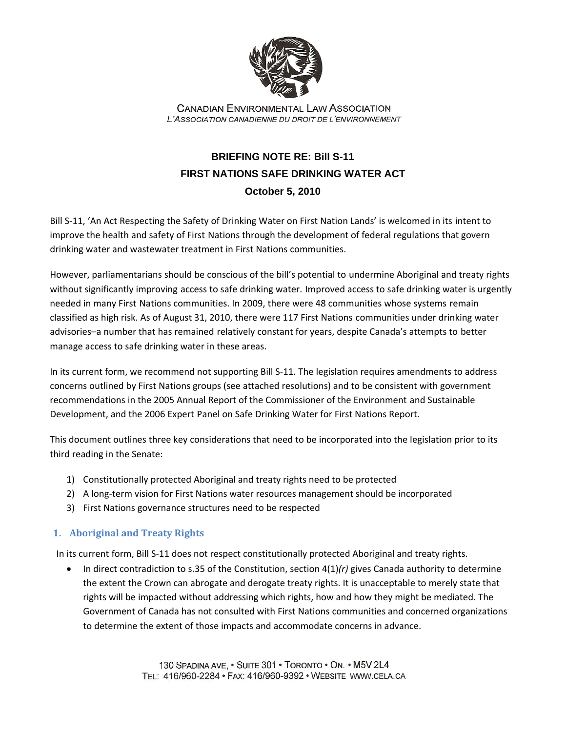CANADIAN ENVIRONMENTAL LAW ASSOCIATION
*L'ASSOCIATION CANADIENNE DU DROIT DE L'ENVIRONNEMENT*

# BRIEFING NOTE RE: Bill S-11
## FIRST NATIONS SAFE DRINKING WATER ACT
### October 5, 2010

Bill S-11, 'An Act Respecting the Safety of Drinking Water on First Nation Lands' is welcomed in its intent to improve the health and safety of First Nations through the development of federal regulations that govern drinking water and wastewater treatment in First Nations communities.

However, parliamentarians should be conscious of the bill's potential to undermine Aboriginal and treaty rights without significantly improving access to safe drinking water. Improved access to safe drinking water is urgently needed in many First Nations communities. In 2009, there were 48 communities whose systems remain classified as high risk. As of August 31, 2010, there were 117 First Nations communities under drinking water advisories–a number that has remained relatively constant for years, despite Canada's attempts to better manage access to safe drinking water in these areas.

In its current form, we recommend not supporting Bill S-11. The legislation requires amendments to address concerns outlined by First Nations groups (see attached resolutions) and to be consistent with government recommendations in the 2005 Annual Report of the Commissioner of the Environment and Sustainable Development, and the 2006 Expert Panel on Safe Drinking Water for First Nations Report.

This document outlines three key considerations that need to be incorporated into the legislation prior to its third reading in the Senate:

1) Constitutionally protected Aboriginal and treaty rights need to be protected
2) A long-term vision for First Nations water resources management should be incorporated
3) First Nations governance structures need to be respected

## 1. Aboriginal and Treaty Rights

In its current form, Bill S-11 does not respect constitutionally protected Aboriginal and treaty rights.

- In direct contradiction to s.35 of the Constitution, section 4(1)*(r)* gives Canada authority to determine the extent the Crown can abrogate and derogate treaty rights. It is unacceptable to merely state that rights will be impacted without addressing which rights, how and how they might be mediated. The Government of Canada has not consulted with First Nations communities and concerned organizations to determine the extent of those impacts and accommodate concerns in advance.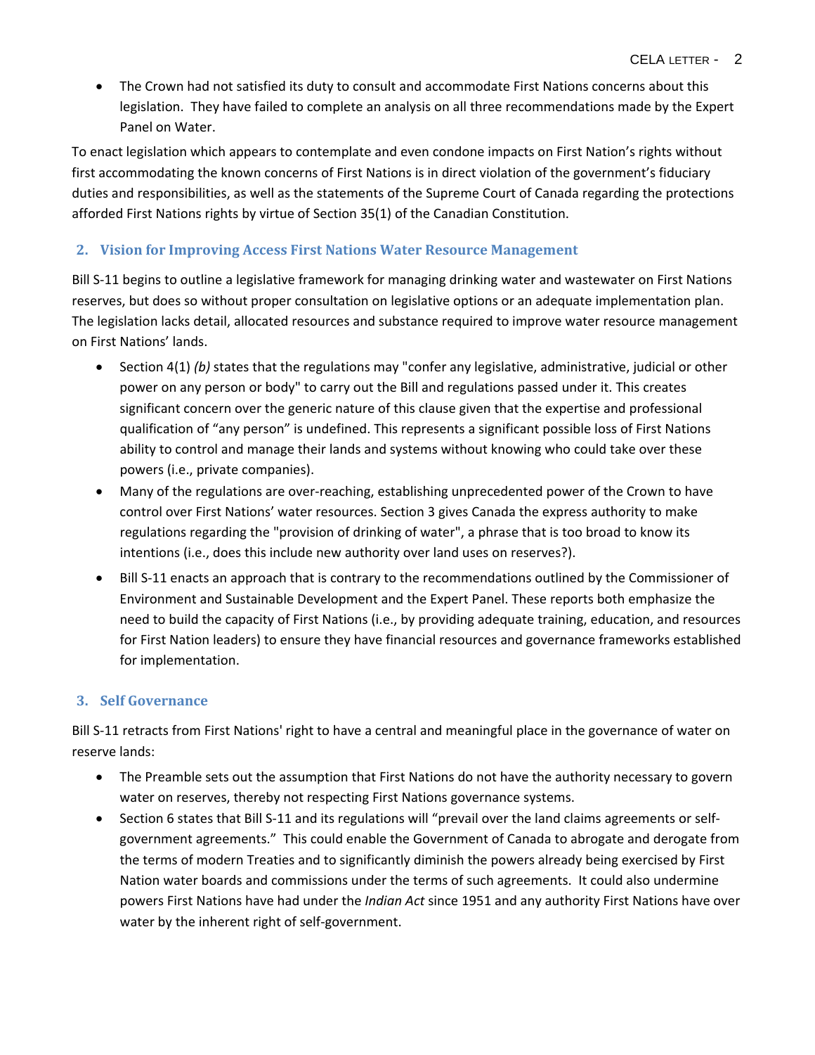- The Crown had not satisfied its duty to consult and accommodate First Nations concerns about this legislation. They have failed to complete an analysis on all three recommendations made by the Expert Panel on Water.

To enact legislation which appears to contemplate and even condone impacts on First Nation's rights without first accommodating the known concerns of First Nations is in direct violation of the government's fiduciary duties and responsibilities, as well as the statements of the Supreme Court of Canada regarding the protections afforded First Nations rights by virtue of Section 35(1) of the Canadian Constitution.

## 2. Vision for Improving Access First Nations Water Resource Management

Bill S-11 begins to outline a legislative framework for managing drinking water and wastewater on First Nations reserves, but does so without proper consultation on legislative options or an adequate implementation plan. The legislation lacks detail, allocated resources and substance required to improve water resource management on First Nations' lands.

- Section 4(1) *(b)* states that the regulations may "confer any legislative, administrative, judicial or other power on any person or body" to carry out the Bill and regulations passed under it. This creates significant concern over the generic nature of this clause given that the expertise and professional qualification of "any person" is undefined. This represents a significant possible loss of First Nations ability to control and manage their lands and systems without knowing who could take over these powers (i.e., private companies).
- Many of the regulations are over-reaching, establishing unprecedented power of the Crown to have control over First Nations' water resources. Section 3 gives Canada the express authority to make regulations regarding the "provision of drinking of water", a phrase that is too broad to know its intentions (i.e., does this include new authority over land uses on reserves?).
- Bill S-11 enacts an approach that is contrary to the recommendations outlined by the Commissioner of Environment and Sustainable Development and the Expert Panel. These reports both emphasize the need to build the capacity of First Nations (i.e., by providing adequate training, education, and resources for First Nation leaders) to ensure they have financial resources and governance frameworks established for implementation.

## 3. Self Governance

Bill S-11 retracts from First Nations' right to have a central and meaningful place in the governance of water on reserve lands:

- The Preamble sets out the assumption that First Nations do not have the authority necessary to govern water on reserves, thereby not respecting First Nations governance systems.
- Section 6 states that Bill S-11 and its regulations will "prevail over the land claims agreements or self-government agreements." This could enable the Government of Canada to abrogate and derogate from the terms of modern Treaties and to significantly diminish the powers already being exercised by First Nation water boards and commissions under the terms of such agreements. It could also undermine powers First Nations have had under the *Indian Act* since 1951 and any authority First Nations have over water by the inherent right of self-government.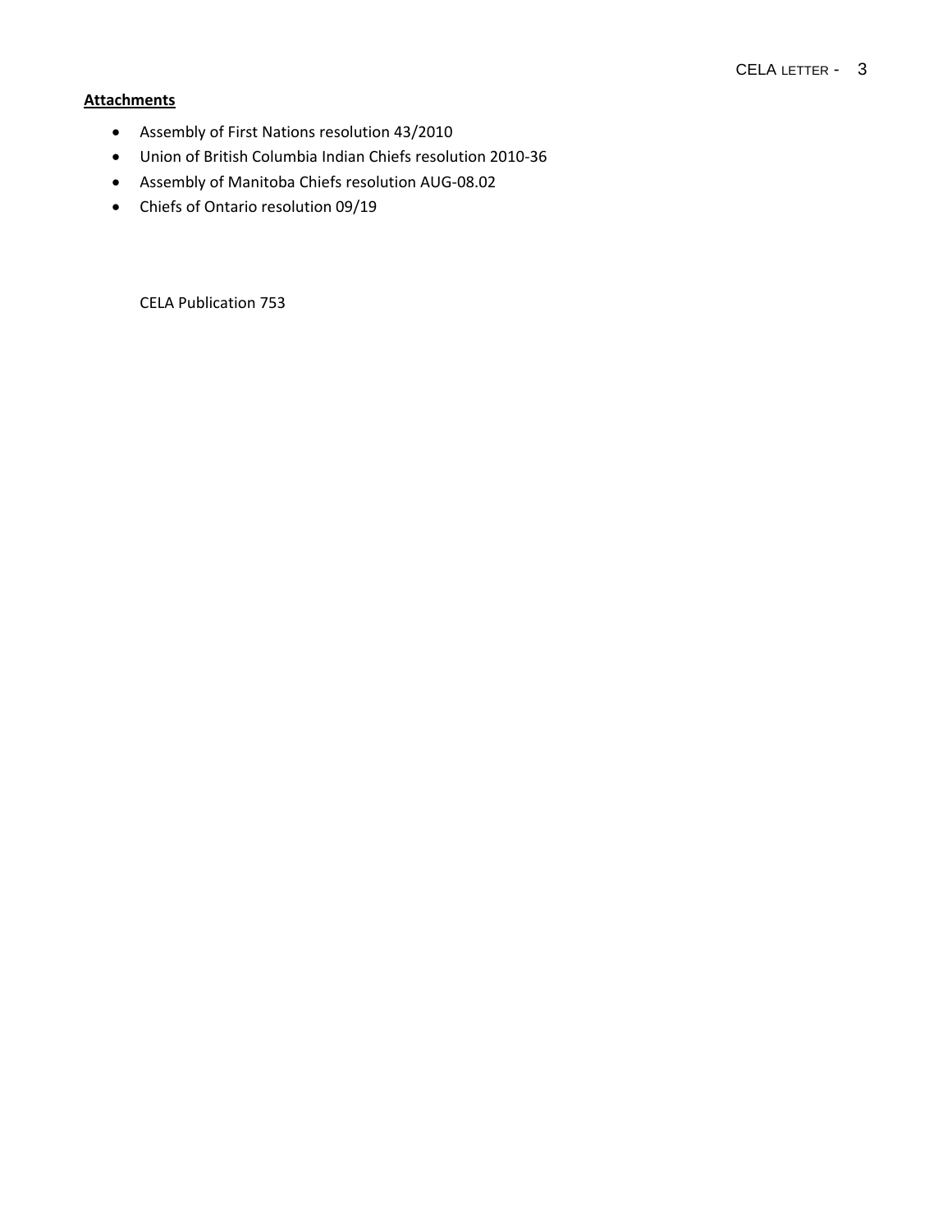**Attachments**

- Assembly of First Nations resolution 43/2010
- Union of British Columbia Indian Chiefs resolution 2010-36
- Assembly of Manitoba Chiefs resolution AUG-08.02
- Chiefs of Ontario resolution 09/19

CELA Publication 753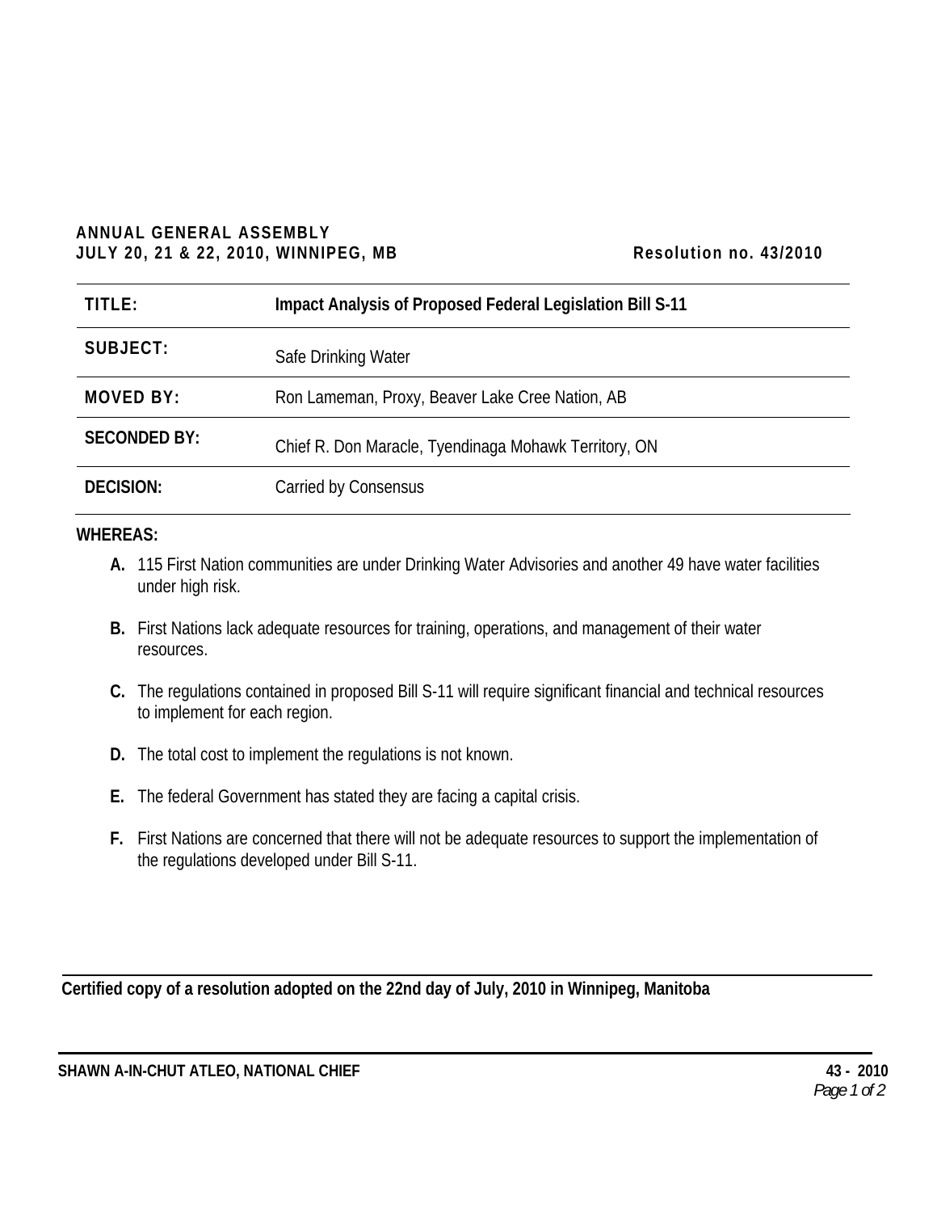**ANNUAL GENERAL ASSEMBLY**
**JULY 20, 21 & 22, 2010, WINNIPEG, MB** **Resolution no. 43/2010**

| | |
|---|---|
| **TITLE:** | **Impact Analysis of Proposed Federal Legislation Bill S-11** |
| **SUBJECT:** | Safe Drinking Water |
| **MOVED BY:** | Ron Lameman, Proxy, Beaver Lake Cree Nation, AB |
| **SECONDED BY:** | Chief R. Don Maracle, Tyendinaga Mohawk Territory, ON |
| **DECISION:** | Carried by Consensus |

**WHEREAS:**

**A.** 115 First Nation communities are under Drinking Water Advisories and another 49 have water facilities under high risk.

**B.** First Nations lack adequate resources for training, operations, and management of their water resources.

**C.** The regulations contained in proposed Bill S-11 will require significant financial and technical resources to implement for each region.

**D.** The total cost to implement the regulations is not known.

**E.** The federal Government has stated they are facing a capital crisis.

**F.** First Nations are concerned that there will not be adequate resources to support the implementation of the regulations developed under Bill S-11.

**Certified copy of a resolution adopted on the 22nd day of July, 2010 in Winnipeg, Manitoba**

**SHAWN A-IN-CHUT ATLEO, NATIONAL CHIEF** **43 - 2010**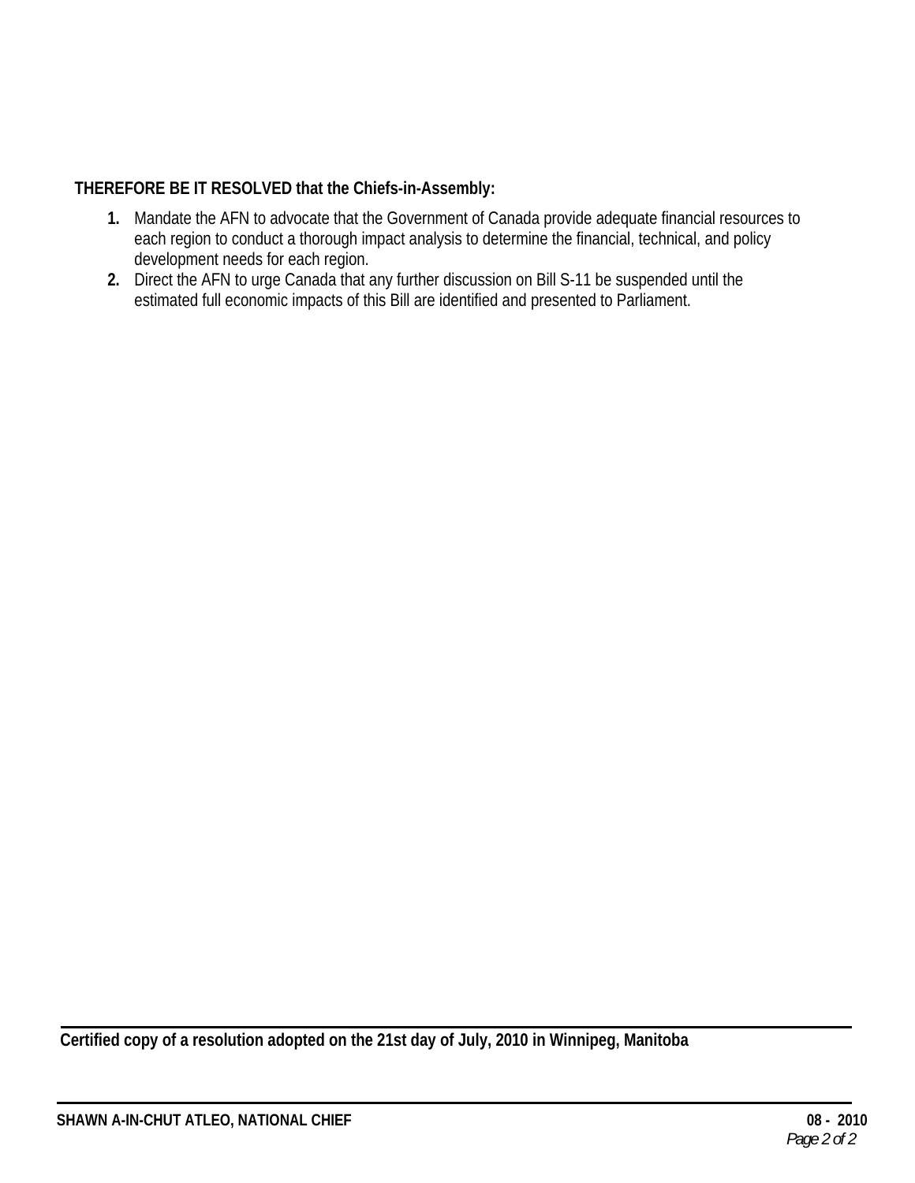**THEREFORE BE IT RESOLVED that the Chiefs-in-Assembly:**

1. Mandate the AFN to advocate that the Government of Canada provide adequate financial resources to each region to conduct a thorough impact analysis to determine the financial, technical, and policy development needs for each region.
2. Direct the AFN to urge Canada that any further discussion on Bill S-11 be suspended until the estimated full economic impacts of this Bill are identified and presented to Parliament.

---

**Certified copy of a resolution adopted on the 21st day of July, 2010 in Winnipeg, Manitoba**

---

**SHAWN A-IN-CHUT ATLEO, NATIONAL CHIEF**

**08 - 2010**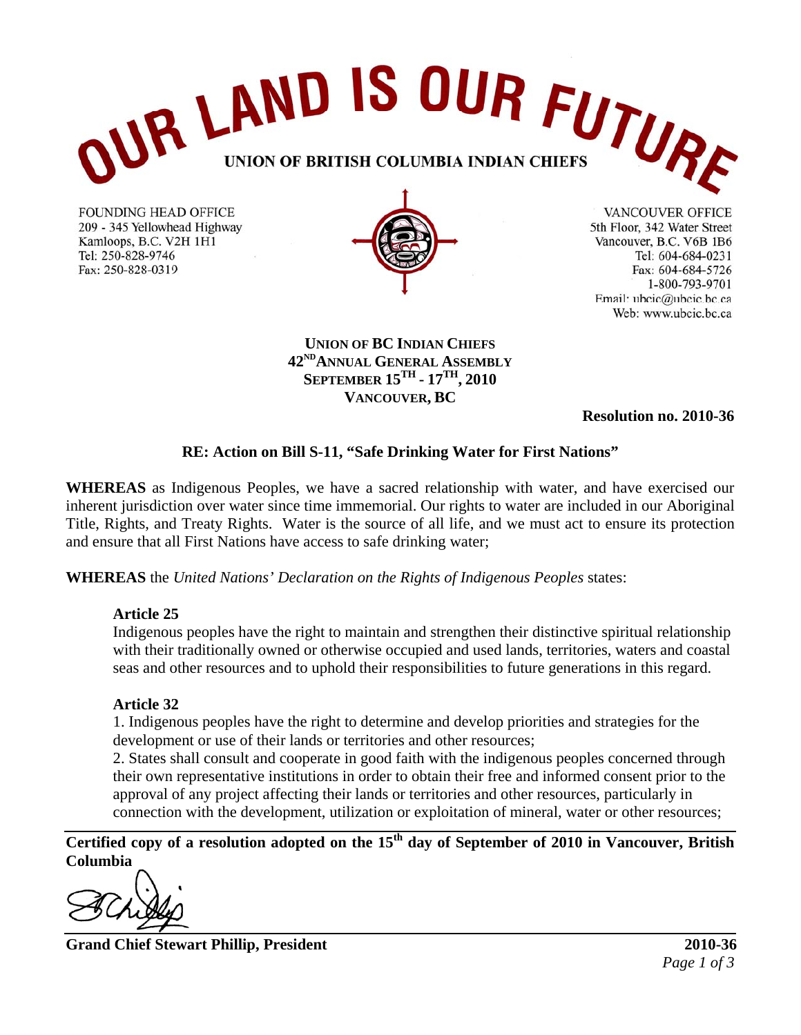# OUR LAND IS OUR FUTURE

**UNION OF BRITISH COLUMBIA INDIAN CHIEFS**

FOUNDING HEAD OFFICE
209 - 345 Yellowhead Highway
Kamloops, B.C. V2H 1H1
Tel: 250-828-9746
Fax: 250-828-0319

VANCOUVER OFFICE
5th Floor, 342 Water Street
Vancouver, B.C. V6B 1B6
Tel: 604-684-0231
Fax: 604-684-5726
1-800-793-9701
Email: ubcic@ubcic.bc.ca
Web: www.ubcic.bc.ca

**UNION OF BC INDIAN CHIEFS**
**42ND ANNUAL GENERAL ASSEMBLY**
**SEPTEMBER 15TH - 17TH, 2010**
**VANCOUVER, BC**

**Resolution no. 2010-36**

**RE: Action on Bill S-11, "Safe Drinking Water for First Nations"**

**WHEREAS** as Indigenous Peoples, we have a sacred relationship with water, and have exercised our inherent jurisdiction over water since time immemorial. Our rights to water are included in our Aboriginal Title, Rights, and Treaty Rights. Water is the source of all life, and we must act to ensure its protection and ensure that all First Nations have access to safe drinking water;

**WHEREAS** the *United Nations' Declaration on the Rights of Indigenous Peoples* states:

**Article 25**
Indigenous peoples have the right to maintain and strengthen their distinctive spiritual relationship with their traditionally owned or otherwise occupied and used lands, territories, waters and coastal seas and other resources and to uphold their responsibilities to future generations in this regard.

**Article 32**
1. Indigenous peoples have the right to determine and develop priorities and strategies for the development or use of their lands or territories and other resources;
2. States shall consult and cooperate in good faith with the indigenous peoples concerned through their own representative institutions in order to obtain their free and informed consent prior to the approval of any project affecting their lands or territories and other resources, particularly in connection with the development, utilization or exploitation of mineral, water or other resources;

**Certified copy of a resolution adopted on the 15th day of September of 2010 in Vancouver, British Columbia**

**Grand Chief Stewart Phillip, President** **2010-36**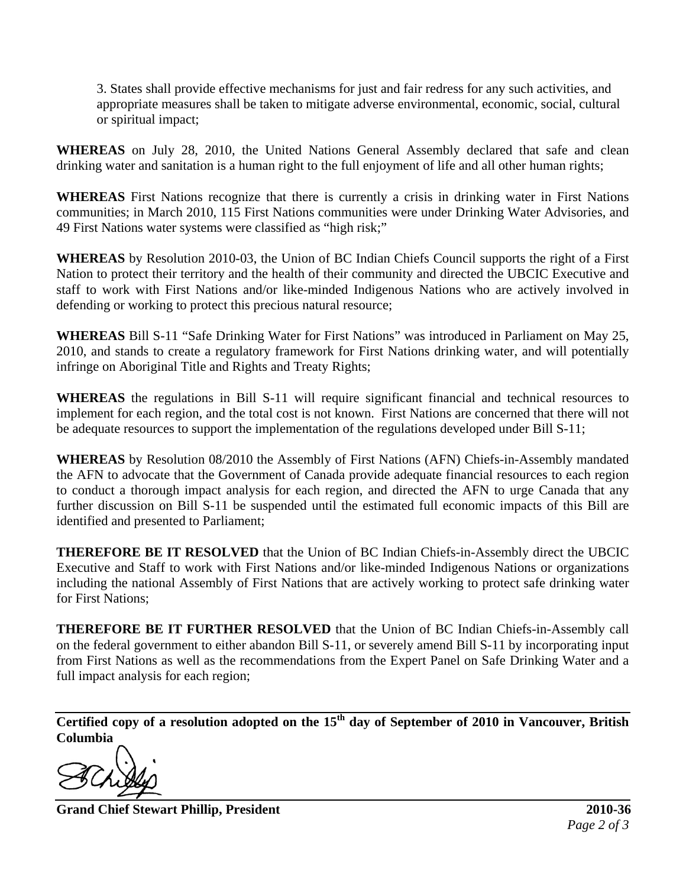3. States shall provide effective mechanisms for just and fair redress for any such activities, and appropriate measures shall be taken to mitigate adverse environmental, economic, social, cultural or spiritual impact;

**WHEREAS** on July 28, 2010, the United Nations General Assembly declared that safe and clean drinking water and sanitation is a human right to the full enjoyment of life and all other human rights;

**WHEREAS** First Nations recognize that there is currently a crisis in drinking water in First Nations communities; in March 2010, 115 First Nations communities were under Drinking Water Advisories, and 49 First Nations water systems were classified as "high risk;"

**WHEREAS** by Resolution 2010-03, the Union of BC Indian Chiefs Council supports the right of a First Nation to protect their territory and the health of their community and directed the UBCIC Executive and staff to work with First Nations and/or like-minded Indigenous Nations who are actively involved in defending or working to protect this precious natural resource;

**WHEREAS** Bill S-11 "Safe Drinking Water for First Nations" was introduced in Parliament on May 25, 2010, and stands to create a regulatory framework for First Nations drinking water, and will potentially infringe on Aboriginal Title and Rights and Treaty Rights;

**WHEREAS** the regulations in Bill S-11 will require significant financial and technical resources to implement for each region, and the total cost is not known. First Nations are concerned that there will not be adequate resources to support the implementation of the regulations developed under Bill S-11;

**WHEREAS** by Resolution 08/2010 the Assembly of First Nations (AFN) Chiefs-in-Assembly mandated the AFN to advocate that the Government of Canada provide adequate financial resources to each region to conduct a thorough impact analysis for each region, and directed the AFN to urge Canada that any further discussion on Bill S-11 be suspended until the estimated full economic impacts of this Bill are identified and presented to Parliament;

**THEREFORE BE IT RESOLVED** that the Union of BC Indian Chiefs-in-Assembly direct the UBCIC Executive and Staff to work with First Nations and/or like-minded Indigenous Nations or organizations including the national Assembly of First Nations that are actively working to protect safe drinking water for First Nations;

**THEREFORE BE IT FURTHER RESOLVED** that the Union of BC Indian Chiefs-in-Assembly call on the federal government to either abandon Bill S-11, or severely amend Bill S-11 by incorporating input from First Nations as well as the recommendations from the Expert Panel on Safe Drinking Water and a full impact analysis for each region;

**Certified copy of a resolution adopted on the 15th day of September of 2010 in Vancouver, British Columbia**

**Grand Chief Stewart Phillip, President** **2010-36**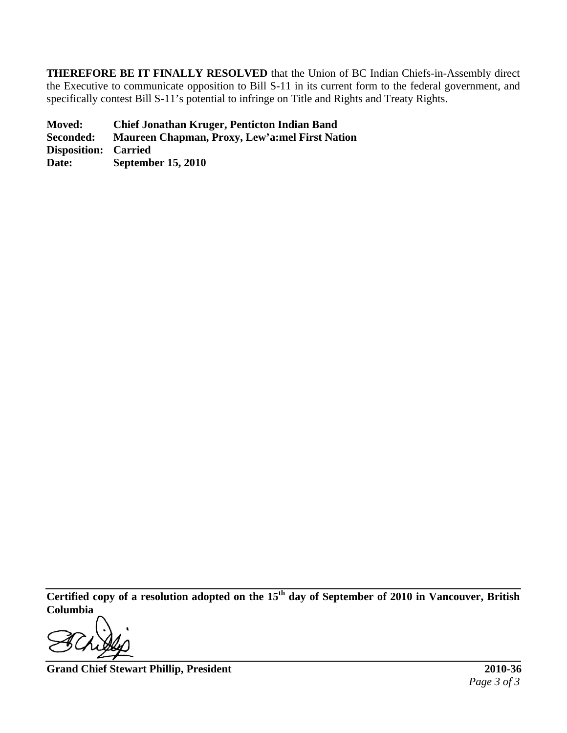**THEREFORE BE IT FINALLY RESOLVED** that the Union of BC Indian Chiefs-in-Assembly direct the Executive to communicate opposition to Bill S-11 in its current form to the federal government, and specifically contest Bill S-11's potential to infringe on Title and Rights and Treaty Rights.

**Moved:** **Chief Jonathan Kruger, Penticton Indian Band**
**Seconded:** **Maureen Chapman, Proxy, Lew'a:mel First Nation**
**Disposition:** **Carried**
**Date:** **September 15, 2010**

**Certified copy of a resolution adopted on the 15th day of September of 2010 in Vancouver, British Columbia**

**Grand Chief Stewart Phillip, President** **2010-36**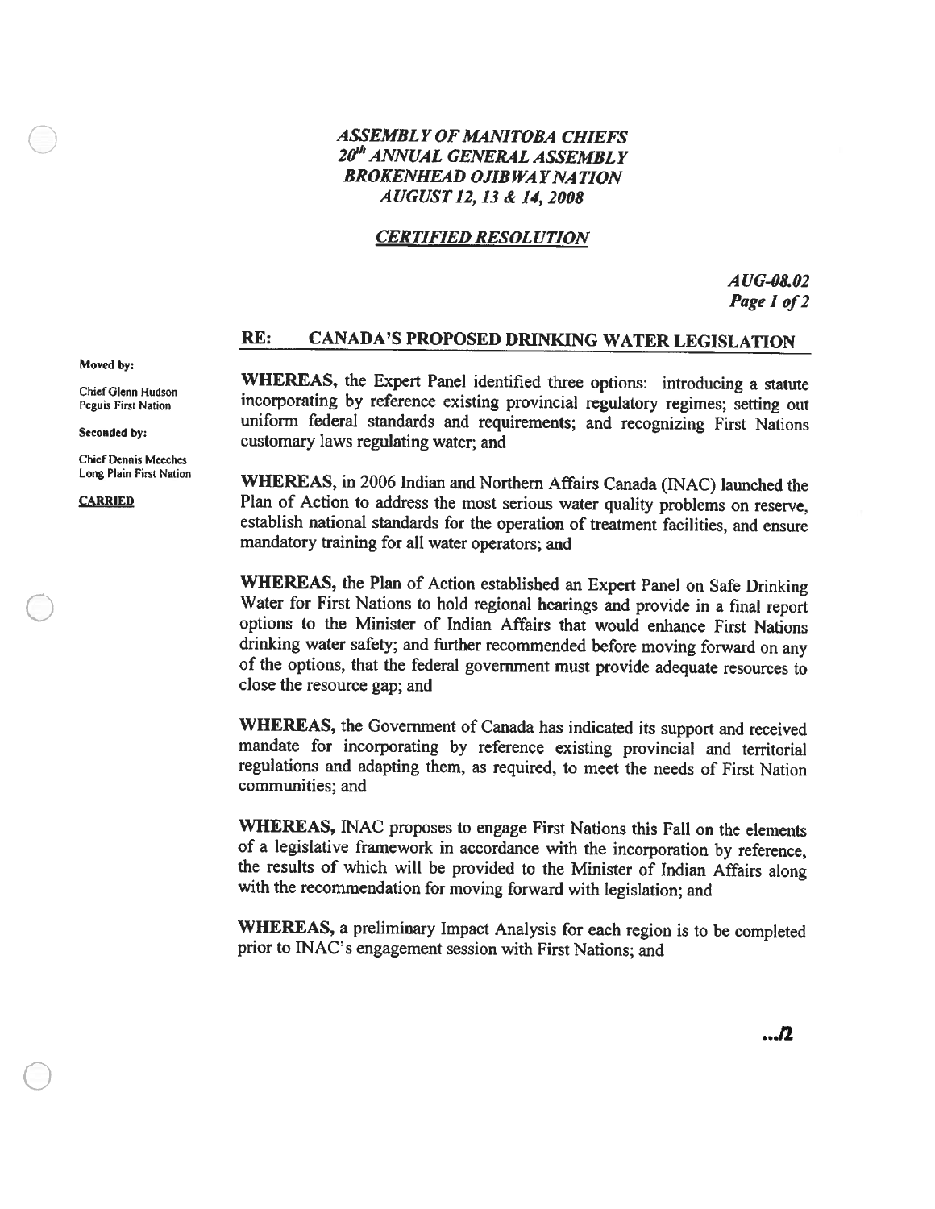***ASSEMBLY OF MANITOBA CHIEFS***
***20th ANNUAL GENERAL ASSEMBLY***
***BROKENHEAD OJIBWAY NATION***
***AUGUST 12, 13 & 14, 2008***

***CERTIFIED RESOLUTION***

***AUG-08.02***
***Page 1 of 2***

## RE: CANADA'S PROPOSED DRINKING WATER LEGISLATION

**Moved by:**

Chief Glenn Hudson
Peguis First Nation

**Seconded by:**

Chief Dennis Meeches
Long Plain First Nation

**CARRIED**

**WHEREAS,** the Expert Panel identified three options: introducing a statute incorporating by reference existing provincial regulatory regimes; setting out uniform federal standards and requirements; and recognizing First Nations customary laws regulating water; and

**WHEREAS,** in 2006 Indian and Northern Affairs Canada (INAC) launched the Plan of Action to address the most serious water quality problems on reserve, establish national standards for the operation of treatment facilities, and ensure mandatory training for all water operators; and

**WHEREAS,** the Plan of Action established an Expert Panel on Safe Drinking Water for First Nations to hold regional hearings and provide in a final report options to the Minister of Indian Affairs that would enhance First Nations drinking water safety; and further recommended before moving forward on any of the options, that the federal government must provide adequate resources to close the resource gap; and

**WHEREAS,** the Government of Canada has indicated its support and received mandate for incorporating by reference existing provincial and territorial regulations and adapting them, as required, to meet the needs of First Nation communities; and

**WHEREAS,** INAC proposes to engage First Nations this Fall on the elements of a legislative framework in accordance with the incorporation by reference, the results of which will be provided to the Minister of Indian Affairs along with the recommendation for moving forward with legislation; and

**WHEREAS,** a preliminary Impact Analysis for each region is to be completed prior to INAC's engagement session with First Nations; and

**.../2**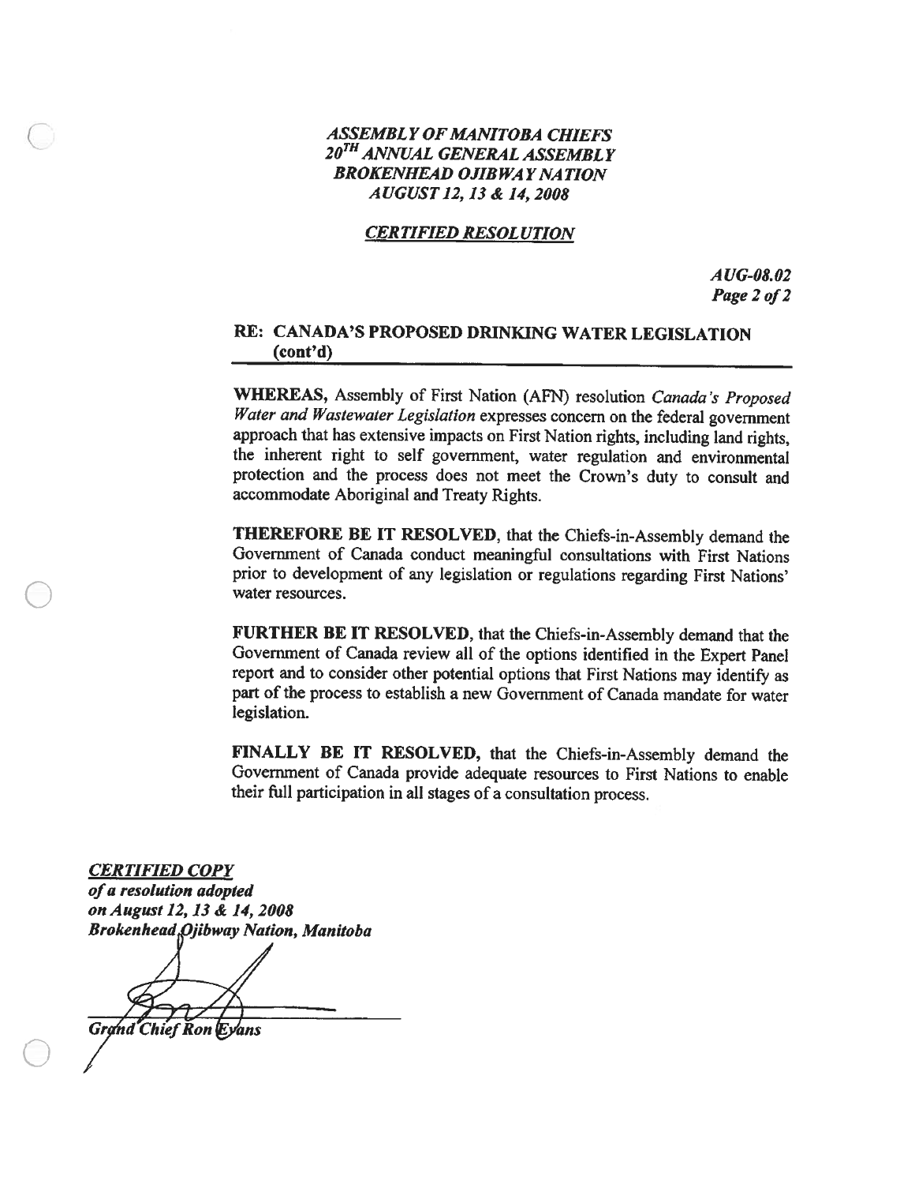*ASSEMBLY OF MANITOBA CHIEFS*
*20[TH] ANNUAL GENERAL ASSEMBLY*
*BROKENHEAD OJIBWAY NATION*
*AUGUST 12, 13 & 14, 2008*

***CERTIFIED RESOLUTION***

***AUG-08.02***
***Page 2 of 2***

## RE: CANADA'S PROPOSED DRINKING WATER LEGISLATION (cont'd)

**WHEREAS,** Assembly of First Nation (AFN) resolution *Canada's Proposed Water and Wastewater Legislation* expresses concern on the federal government approach that has extensive impacts on First Nation rights, including land rights, the inherent right to self government, water regulation and environmental protection and the process does not meet the Crown's duty to consult and accommodate Aboriginal and Treaty Rights.

**THEREFORE BE IT RESOLVED,** that the Chiefs-in-Assembly demand the Government of Canada conduct meaningful consultations with First Nations prior to development of any legislation or regulations regarding First Nations' water resources.

**FURTHER BE IT RESOLVED,** that the Chiefs-in-Assembly demand that the Government of Canada review all of the options identified in the Expert Panel report and to consider other potential options that First Nations may identify as part of the process to establish a new Government of Canada mandate for water legislation.

**FINALLY BE IT RESOLVED,** that the Chiefs-in-Assembly demand the Government of Canada provide adequate resources to First Nations to enable their full participation in all stages of a consultation process.

***CERTIFIED COPY***
***of a resolution adopted***
***on August 12, 13 & 14, 2008***
***Brokenhead Ojibway Nation, Manitoba***

***Grand Chief Ron Evans***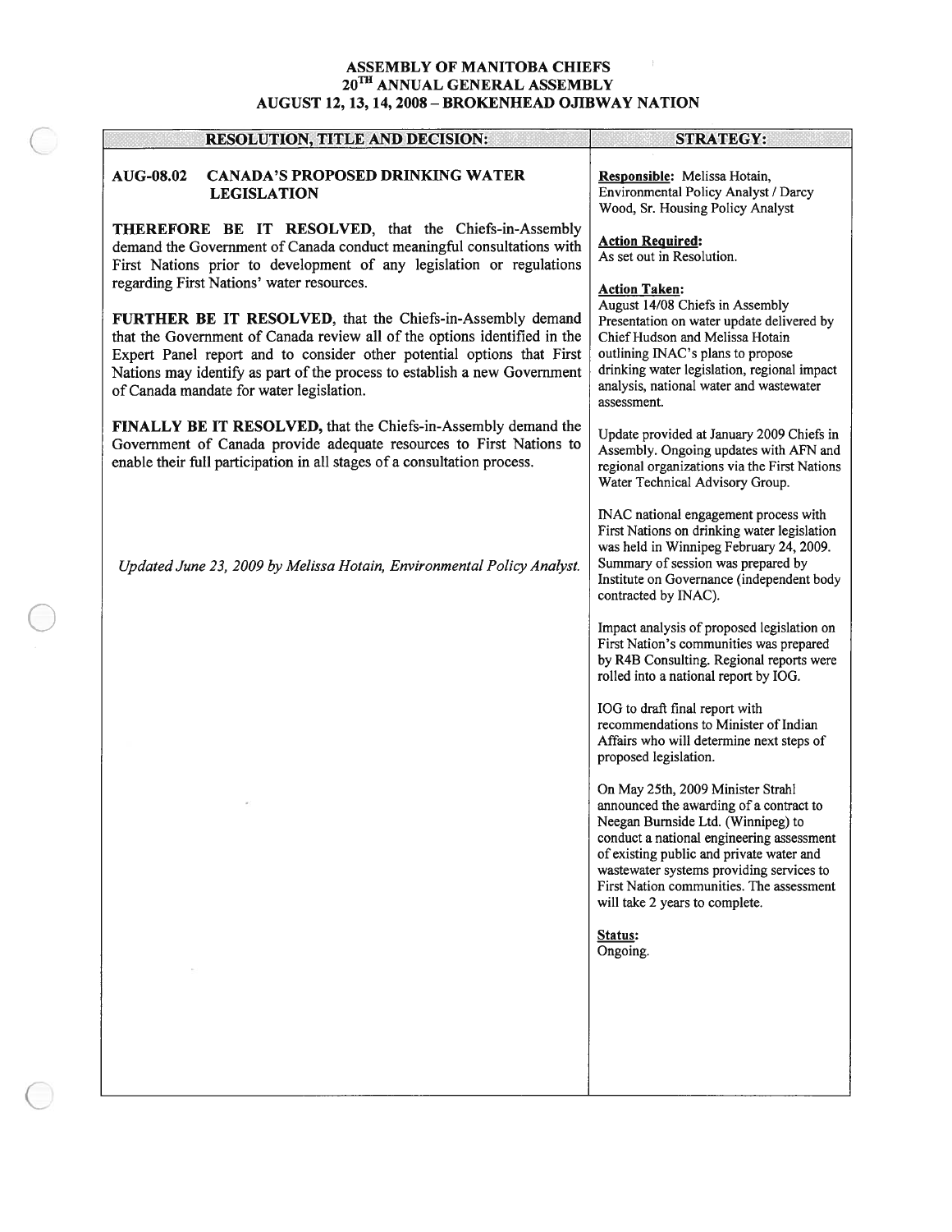**ASSEMBLY OF MANITOBA CHIEFS**
**20TH ANNUAL GENERAL ASSEMBLY**
**AUGUST 12, 13, 14, 2008 – BROKENHEAD OJIBWAY NATION**

| RESOLUTION, TITLE AND DECISION: | STRATEGY: |
|---|---|
| **AUG-08.02 CANADA'S PROPOSED DRINKING WATER LEGISLATION**<br><br>**THEREFORE BE IT RESOLVED**, that the Chiefs-in-Assembly demand the Government of Canada conduct meaningful consultations with First Nations prior to development of any legislation or regulations regarding First Nations' water resources.<br><br>**FURTHER BE IT RESOLVED**, that the Chiefs-in-Assembly demand that the Government of Canada review all of the options identified in the Expert Panel report and to consider other potential options that First Nations may identify as part of the process to establish a new Government of Canada mandate for water legislation.<br><br>**FINALLY BE IT RESOLVED,** that the Chiefs-in-Assembly demand the Government of Canada provide adequate resources to First Nations to enable their full participation in all stages of a consultation process.<br><br>*Updated June 23, 2009 by Melissa Hotain, Environmental Policy Analyst.* | **Responsible:** Melissa Hotain, Environmental Policy Analyst / Darcy Wood, Sr. Housing Policy Analyst<br><br>**Action Required:**<br>As set out in Resolution.<br><br>**Action Taken:**<br>August 14/08 Chiefs in Assembly Presentation on water update delivered by Chief Hudson and Melissa Hotain outlining INAC's plans to propose drinking water legislation, regional impact analysis, national water and wastewater assessment.<br><br>Update provided at January 2009 Chiefs in Assembly. Ongoing updates with AFN and regional organizations via the First Nations Water Technical Advisory Group.<br><br>INAC national engagement process with First Nations on drinking water legislation was held in Winnipeg February 24, 2009. Summary of session was prepared by Institute on Governance (independent body contracted by INAC).<br><br>Impact analysis of proposed legislation on First Nation's communities was prepared by R4B Consulting. Regional reports were rolled into a national report by IOG.<br><br>IOG to draft final report with recommendations to Minister of Indian Affairs who will determine next steps of proposed legislation.<br><br>On May 25th, 2009 Minister Strahl announced the awarding of a contract to Neegan Burnside Ltd. (Winnipeg) to conduct a national engineering assessment of existing public and private water and wastewater systems providing services to First Nation communities. The assessment will take 2 years to complete.<br><br>**Status:**<br>Ongoing. |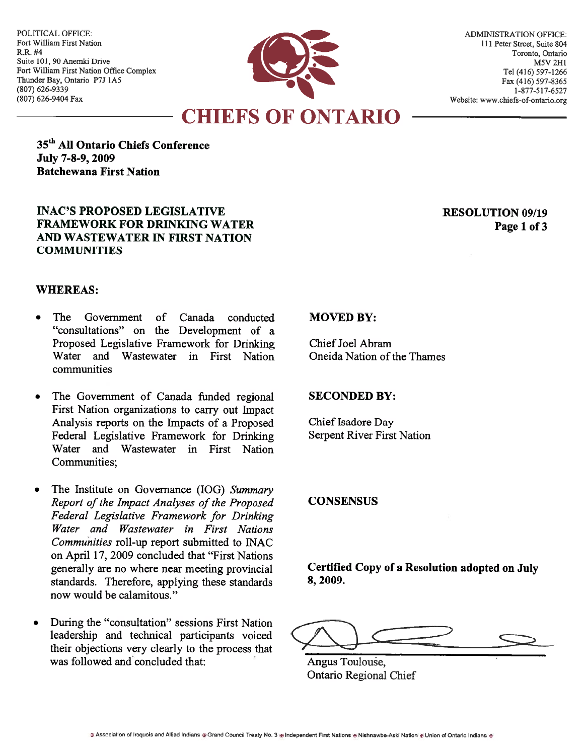POLITICAL OFFICE:
Fort William First Nation
R.R. #4
Suite 101, 90 Anemki Drive
Fort William First Nation Office Complex
Thunder Bay, Ontario P7J 1A5
(807) 626-9339
(807) 626-9404 Fax

ADMINISTRATION OFFICE:
111 Peter Street, Suite 804
Toronto, Ontario
M5V 2H1
Tel (416) 597-1266
Fax (416) 597-8365
1-877-517-6527
Website: www.chiefs-of-ontario.org

# CHIEFS OF ONTARIO

**35th All Ontario Chiefs Conference**
**July 7-8-9, 2009**
**Batchewana First Nation**

## INAC'S PROPOSED LEGISLATIVE FRAMEWORK FOR DRINKING WATER AND WASTEWATER IN FIRST NATION COMMUNITIES

**RESOLUTION 09/19**

**MOVED BY:**

Chief Joel Abram
Oneida Nation of the Thames

**SECONDED BY:**

Chief Isadore Day
Serpent River First Nation

**CONSENSUS**

**Certified Copy of a Resolution adopted on July 8, 2009.**

Angus Toulouse,
Ontario Regional Chief

**WHEREAS:**

- The Government of Canada conducted "consultations" on the Development of a Proposed Legislative Framework for Drinking Water and Wastewater in First Nation communities
- The Government of Canada funded regional First Nation organizations to carry out Impact Analysis reports on the Impacts of a Proposed Federal Legislative Framework for Drinking Water and Wastewater in First Nation Communities;
- The Institute on Governance (IOG) *Summary Report of the Impact Analyses of the Proposed Federal Legislative Framework for Drinking Water and Wastewater in First Nations Communities* roll-up report submitted to INAC on April 17, 2009 concluded that "First Nations generally are no where near meeting provincial standards. Therefore, applying these standards now would be calamitous."
- During the "consultation" sessions First Nation leadership and technical participants voiced their objections very clearly to the process that was followed and concluded that:

Association of Iroquois and Allied Indians • Grand Council Treaty No. 3 • Independent First Nations • Nishnawbe-Aski Nation • Union of Ontario Indians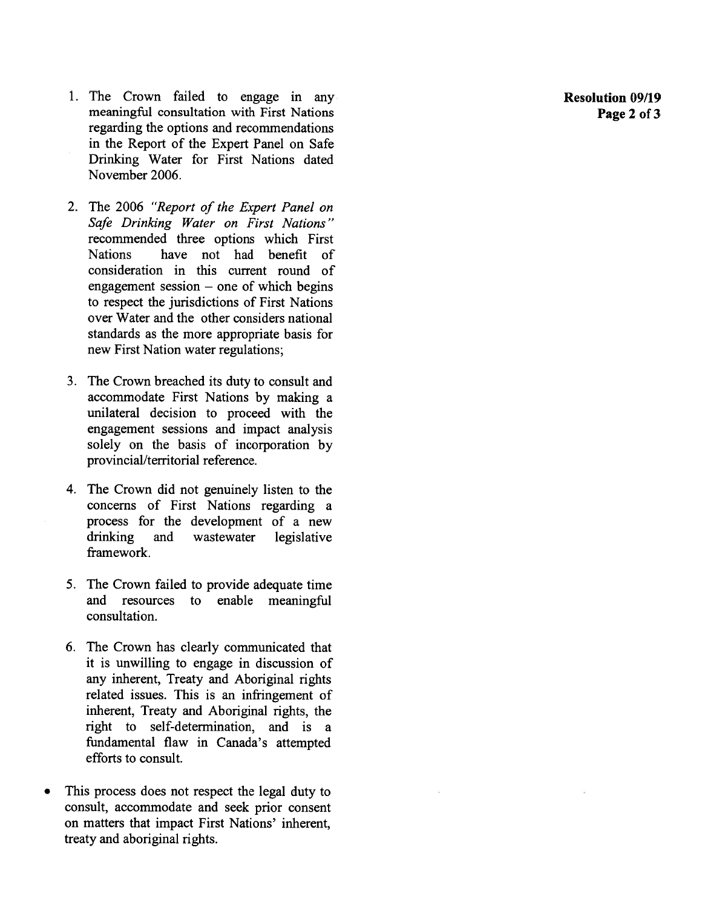1. The Crown failed to engage in any meaningful consultation with First Nations regarding the options and recommendations in the Report of the Expert Panel on Safe Drinking Water for First Nations dated November 2006.

2. The 2006 *"Report of the Expert Panel on Safe Drinking Water on First Nations"* recommended three options which First Nations have not had benefit of consideration in this current round of engagement session – one of which begins to respect the jurisdictions of First Nations over Water and the other considers national standards as the more appropriate basis for new First Nation water regulations;

3. The Crown breached its duty to consult and accommodate First Nations by making a unilateral decision to proceed with the engagement sessions and impact analysis solely on the basis of incorporation by provincial/territorial reference.

4. The Crown did not genuinely listen to the concerns of First Nations regarding a process for the development of a new drinking and wastewater legislative framework.

5. The Crown failed to provide adequate time and resources to enable meaningful consultation.

6. The Crown has clearly communicated that it is unwilling to engage in discussion of any inherent, Treaty and Aboriginal rights related issues. This is an infringement of inherent, Treaty and Aboriginal rights, the right to self-determination, and is a fundamental flaw in Canada's attempted efforts to consult.

- This process does not respect the legal duty to consult, accommodate and seek prior consent on matters that impact First Nations' inherent, treaty and aboriginal rights.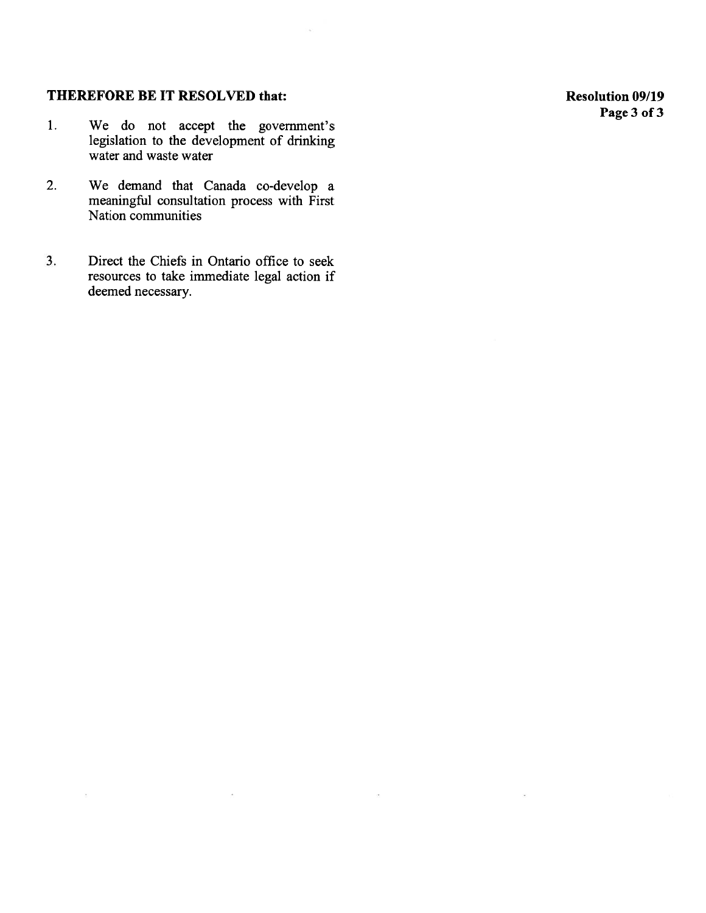**THEREFORE BE IT RESOLVED that:**

1. We do not accept the government's legislation to the development of drinking water and waste water

2. We demand that Canada co-develop a meaningful consultation process with First Nation communities

3. Direct the Chiefs in Ontario office to seek resources to take immediate legal action if deemed necessary.